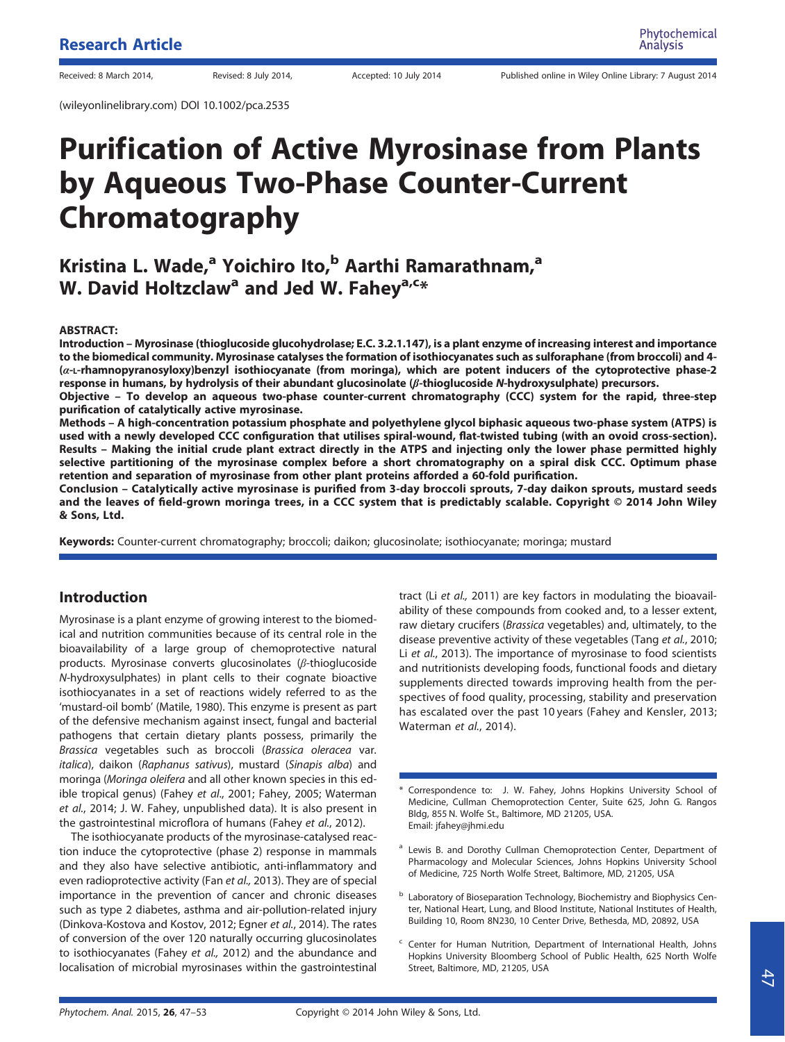Research Article

Received: 8 March 2014, Revised: 8 July 2014, Accepted: 10 July 2014 Published online in Wiley Online Library: 7 August 2014

(wileyonlinelibrary.com) DOI 10.1002/pca.2535

# Purification of Active Myrosinase from Plants by Aqueous Two-Phase Counter-Current Chromatography

**Kristina L. Wade,[a] Yoichiro Ito,[b] Aarthi Ramarathnam,[a] W. David Holtzclaw[a] and Jed W. Fahey[a,c]***

**ABSTRACT:**

**Introduction – Myrosinase (thioglucoside glucohydrolase; E.C. 3.2.1.147), is a plant enzyme of increasing interest and importance to the biomedical community. Myrosinase catalyses the formation of isothiocyanates such as sulforaphane (from broccoli) and 4-(α-L-rhamnopyranosyloxy)benzyl isothiocyanate (from moringa), which are potent inducers of the cytoprotective phase-2 response in humans, by hydrolysis of their abundant glucosinolate (β-thioglucoside *N*-hydroxysulphate) precursors.**

**Objective – To develop an aqueous two-phase counter-current chromatography (CCC) system for the rapid, three-step purification of catalytically active myrosinase.**

**Methods – A high-concentration potassium phosphate and polyethylene glycol biphasic aqueous two-phase system (ATPS) is used with a newly developed CCC configuration that utilises spiral-wound, flat-twisted tubing (with an ovoid cross-section).**

**Results – Making the initial crude plant extract directly in the ATPS and injecting only the lower phase permitted highly selective partitioning of the myrosinase complex before a short chromatography on a spiral disk CCC. Optimum phase retention and separation of myrosinase from other plant proteins afforded a 60-fold purification.**

**Conclusion – Catalytically active myrosinase is purified from 3-day broccoli sprouts, 7-day daikon sprouts, mustard seeds and the leaves of field-grown moringa trees, in a CCC system that is predictably scalable. Copyright © 2014 John Wiley & Sons, Ltd.**

**Keywords:** Counter-current chromatography; broccoli; daikon; glucosinolate; isothiocyanate; moringa; mustard

## Introduction

Myrosinase is a plant enzyme of growing interest to the biomedical and nutrition communities because of its central role in the bioavailability of a large group of chemoprotective natural products. Myrosinase converts glucosinolates (β-thioglucoside *N*-hydroxysulphates) in plant cells to their cognate bioactive isothiocyanates in a set of reactions widely referred to as the 'mustard-oil bomb' (Matile, 1980). This enzyme is present as part of the defensive mechanism against insect, fungal and bacterial pathogens that certain dietary plants possess, primarily the *Brassica* vegetables such as broccoli (*Brassica oleracea* var. *italica*), daikon (*Raphanus sativus*), mustard (*Sinapis alba*) and moringa (*Moringa oleifera* and all other known species in this edible tropical genus) (Fahey *et al*., 2001; Fahey, 2005; Waterman *et al*., 2014; J. W. Fahey, unpublished data). It is also present in the gastrointestinal microflora of humans (Fahey *et al*., 2012).

The isothiocyanate products of the myrosinase-catalysed reaction induce the cytoprotective (phase 2) response in mammals and they also have selective antibiotic, anti-inflammatory and even radioprotective activity (Fan *et al.,* 2013). They are of special importance in the prevention of cancer and chronic diseases such as type 2 diabetes, asthma and air-pollution-related injury (Dinkova-Kostova and Kostov, 2012; Egner *et al*., 2014). The rates of conversion of the over 120 naturally occurring glucosinolates to isothiocyanates (Fahey *et al.,* 2012) and the abundance and localisation of microbial myrosinases within the gastrointestinal tract (Li *et al.,* 2011) are key factors in modulating the bioavailability of these compounds from cooked and, to a lesser extent, raw dietary crucifers (*Brassica* vegetables) and, ultimately, to the disease preventive activity of these vegetables (Tang *et al*., 2010; Li *et al*., 2013). The importance of myrosinase to food scientists and nutritionists developing foods, functional foods and dietary supplements directed towards improving health from the perspectives of food quality, processing, stability and preservation has escalated over the past 10 years (Fahey and Kensler, 2013; Waterman *et al*., 2014).

\* Correspondence to: J. W. Fahey, Johns Hopkins University School of Medicine, Cullman Chemoprotection Center, Suite 625, John G. Rangos Bldg, 855 N. Wolfe St., Baltimore, MD 21205, USA. Email: jfahey@jhmi.edu

[a] Lewis B. and Dorothy Cullman Chemoprotection Center, Department of Pharmacology and Molecular Sciences, Johns Hopkins University School of Medicine, 725 North Wolfe Street, Baltimore, MD, 21205, USA

[b] Laboratory of Bioseparation Technology, Biochemistry and Biophysics Center, National Heart, Lung, and Blood Institute, National Institutes of Health, Building 10, Room 8N230, 10 Center Drive, Bethesda, MD, 20892, USA

[c] Center for Human Nutrition, Department of International Health, Johns Hopkins University Bloomberg School of Public Health, 625 North Wolfe Street, Baltimore, MD, 21205, USA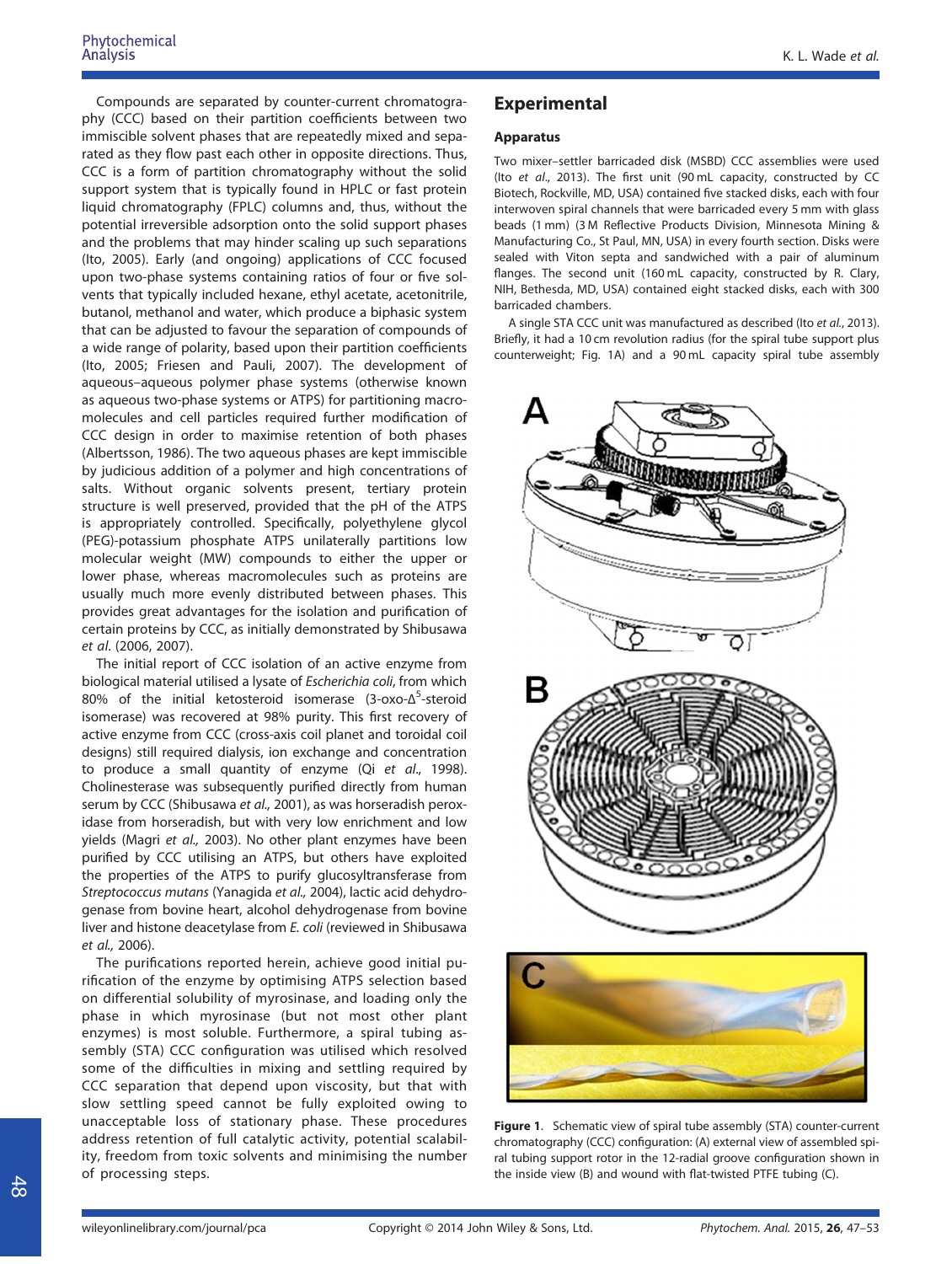Compounds are separated by counter-current chromatography (CCC) based on their partition coefficients between two immiscible solvent phases that are repeatedly mixed and separated as they flow past each other in opposite directions. Thus, CCC is a form of partition chromatography without the solid support system that is typically found in HPLC or fast protein liquid chromatography (FPLC) columns and, thus, without the potential irreversible adsorption onto the solid support phases and the problems that may hinder scaling up such separations (Ito, 2005). Early (and ongoing) applications of CCC focused upon two-phase systems containing ratios of four or five solvents that typically included hexane, ethyl acetate, acetonitrile, butanol, methanol and water, which produce a biphasic system that can be adjusted to favour the separation of compounds of a wide range of polarity, based upon their partition coefficients (Ito, 2005; Friesen and Pauli, 2007). The development of aqueous–aqueous polymer phase systems (otherwise known as aqueous two-phase systems or ATPS) for partitioning macromolecules and cell particles required further modification of CCC design in order to maximise retention of both phases (Albertsson, 1986). The two aqueous phases are kept immiscible by judicious addition of a polymer and high concentrations of salts. Without organic solvents present, tertiary protein structure is well preserved, provided that the pH of the ATPS is appropriately controlled. Specifically, polyethylene glycol (PEG)-potassium phosphate ATPS unilaterally partitions low molecular weight (MW) compounds to either the upper or lower phase, whereas macromolecules such as proteins are usually much more evenly distributed between phases. This provides great advantages for the isolation and purification of certain proteins by CCC, as initially demonstrated by Shibusawa *et al.* (2006, 2007).

The initial report of CCC isolation of an active enzyme from biological material utilised a lysate of *Escherichia coli*, from which 80% of the initial ketosteroid isomerase (3-oxo-$\Delta^5$-steroid isomerase) was recovered at 98% purity. This first recovery of active enzyme from CCC (cross-axis coil planet and toroidal coil designs) still required dialysis, ion exchange and concentration to produce a small quantity of enzyme (Qi *et al.*, 1998). Cholinesterase was subsequently purified directly from human serum by CCC (Shibusawa *et al.,* 2001), as was horseradish peroxidase from horseradish, but with very low enrichment and low yields (Magri *et al.,* 2003). No other plant enzymes have been purified by CCC utilising an ATPS, but others have exploited the properties of the ATPS to purify glucosyltransferase from *Streptococcus mutans* (Yanagida *et al.,* 2004), lactic acid dehydrogenase from bovine heart, alcohol dehydrogenase from bovine liver and histone deacetylase from *E. coli* (reviewed in Shibusawa *et al.,* 2006).

The purifications reported herein, achieve good initial purification of the enzyme by optimising ATPS selection based on differential solubility of myrosinase, and loading only the phase in which myrosinase (but not most other plant enzymes) is most soluble. Furthermore, a spiral tubing assembly (STA) CCC configuration was utilised which resolved some of the difficulties in mixing and settling required by CCC separation that depend upon viscosity, but that with slow settling speed cannot be fully exploited owing to unacceptable loss of stationary phase. These procedures address retention of full catalytic activity, potential scalability, freedom from toxic solvents and minimising the number of processing steps.

## Experimental

### Apparatus

Two mixer–settler barricaded disk (MSBD) CCC assemblies were used (Ito *et al.*, 2013). The first unit (90 mL capacity, constructed by CC Biotech, Rockville, MD, USA) contained five stacked disks, each with four interwoven spiral channels that were barricaded every 5 mm with glass beads (1 mm) (3 M Reflective Products Division, Minnesota Mining & Manufacturing Co., St Paul, MN, USA) in every fourth section. Disks were sealed with Viton septa and sandwiched with a pair of aluminum flanges. The second unit (160 mL capacity, constructed by R. Clary, NIH, Bethesda, MD, USA) contained eight stacked disks, each with 300 barricaded chambers.

A single STA CCC unit was manufactured as described (Ito *et al.*, 2013). Briefly, it had a 10 cm revolution radius (for the spiral tube support plus counterweight; Fig. 1A) and a 90 mL capacity spiral tube assembly

**Figure 1.** Schematic view of spiral tube assembly (STA) counter-current chromatography (CCC) configuration: (A) external view of assembled spiral tubing support rotor in the 12-radial groove configuration shown in the inside view (B) and wound with flat-twisted PTFE tubing (C).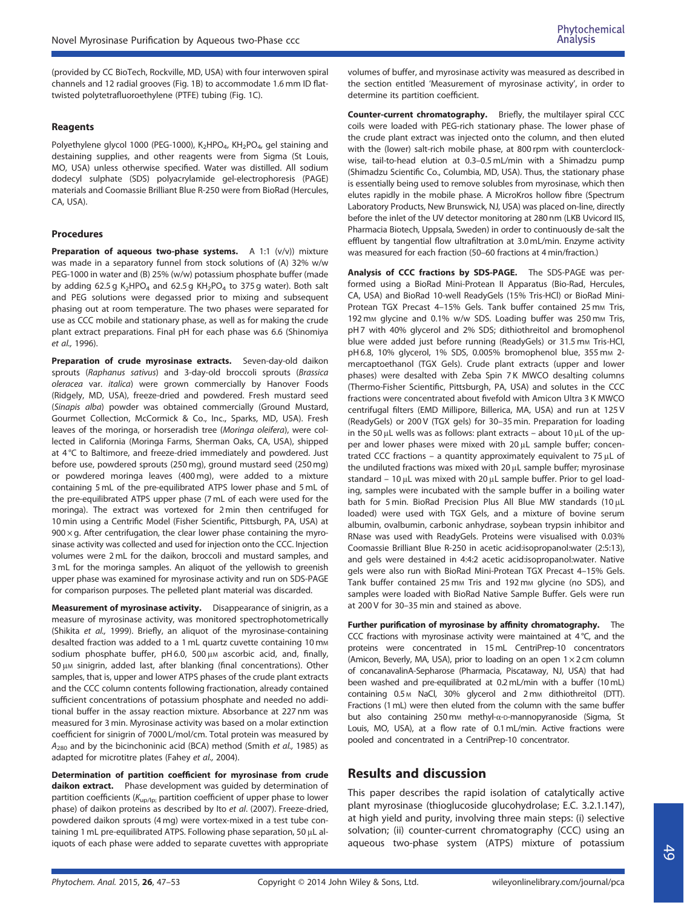(provided by CC BioTech, Rockville, MD, USA) with four interwoven spiral channels and 12 radial grooves (Fig. 1B) to accommodate 1.6 mm ID flat-twisted polytetrafluoroethylene (PTFE) tubing (Fig. 1C).

### Reagents

Polyethylene glycol 1000 (PEG-1000), $K_2HPO_4$, $KH_2PO_4$, gel staining and destaining supplies, and other reagents were from Sigma (St Louis, MO, USA) unless otherwise specified. Water was distilled. All sodium dodecyl sulphate (SDS) polyacrylamide gel-electrophoresis (PAGE) materials and Coomassie Brilliant Blue R-250 were from BioRad (Hercules, CA, USA).

### Procedures

**Preparation of aqueous two-phase systems.** A 1:1 (v/v)) mixture was made in a separatory funnel from stock solutions of (A) 32% w/w PEG-1000 in water and (B) 25% (w/w) potassium phosphate buffer (made by adding 62.5 g $K_2HPO_4$ and 62.5 g $KH_2PO_4$ to 375 g water). Both salt and PEG solutions were degassed prior to mixing and subsequent phasing out at room temperature. The two phases were separated for use as CCC mobile and stationary phase, as well as for making the crude plant extract preparations. Final pH for each phase was 6.6 (Shinomiya *et al.,* 1996).

**Preparation of crude myrosinase extracts.** Seven-day-old daikon sprouts (*Raphanus sativus*) and 3-day-old broccoli sprouts (*Brassica oleracea* var. *italica*) were grown commercially by Hanover Foods (Ridgely, MD, USA), freeze-dried and powdered. Fresh mustard seed (*Sinapis alba*) powder was obtained commercially (Ground Mustard, Gourmet Collection, McCormick & Co., Inc., Sparks, MD, USA). Fresh leaves of the moringa, or horseradish tree (*Moringa oleifera*), were collected in California (Moringa Farms, Sherman Oaks, CA, USA), shipped at 4 °C to Baltimore, and freeze-dried immediately and powdered. Just before use, powdered sprouts (250 mg), ground mustard seed (250 mg) or powdered moringa leaves (400 mg), were added to a mixture containing 5 mL of the pre-equilibrated ATPS lower phase and 5 mL of the pre-equilibrated ATPS upper phase (7 mL of each were used for the moringa). The extract was vortexed for 2 min then centrifuged for 10 min using a Centrific Model (Fisher Scientific, Pittsburgh, PA, USA) at 900 × g. After centrifugation, the clear lower phase containing the myrosinase activity was collected and used for injection onto the CCC. Injection volumes were 2 mL for the daikon, broccoli and mustard samples, and 3 mL for the moringa samples. An aliquot of the yellowish to greenish upper phase was examined for myrosinase activity and run on SDS-PAGE for comparison purposes. The pelleted plant material was discarded.

**Measurement of myrosinase activity.** Disappearance of sinigrin, as a measure of myrosinase activity, was monitored spectrophotometrically (Shikita *et al.,* 1999). Briefly, an aliquot of the myrosinase-containing desalted fraction was added to a 1 mL quartz cuvette containing 10 mM sodium phosphate buffer, pH 6.0, 500 μM ascorbic acid, and, finally, 50 μM sinigrin, added last, after blanking (final concentrations). Other samples, that is, upper and lower ATPS phases of the crude plant extracts and the CCC column contents following fractionation, already contained sufficient concentrations of potassium phosphate and needed no additional buffer in the assay reaction mixture. Absorbance at 227 nm was measured for 3 min. Myrosinase activity was based on a molar extinction coefficient for sinigrin of 7000 L/mol/cm. Total protein was measured by $A_{280}$ and by the bicinchoninic acid (BCA) method (Smith *et al.,* 1985) as adapted for microtitre plates (Fahey *et al.,* 2004).

**Determination of partition coefficient for myrosinase from crude daikon extract.** Phase development was guided by determination of partition coefficients ($K_{up/lp}$; partition coefficient of upper phase to lower phase) of daikon proteins as described by Ito *et al.* (2007). Freeze-dried, powdered daikon sprouts (4 mg) were vortex-mixed in a test tube containing 1 mL pre-equilibrated ATPS. Following phase separation, 50 μL aliquots of each phase were added to separate cuvettes with appropriate volumes of buffer, and myrosinase activity was measured as described in the section entitled 'Measurement of myrosinase activity', in order to determine its partition coefficient.

**Counter-current chromatography.** Briefly, the multilayer spiral CCC coils were loaded with PEG-rich stationary phase. The lower phase of the crude plant extract was injected onto the column, and then eluted with the (lower) salt-rich mobile phase, at 800 rpm with counterclockwise, tail-to-head elution at 0.3–0.5 mL/min with a Shimadzu pump (Shimadzu Scientific Co., Columbia, MD, USA). Thus, the stationary phase is essentially being used to remove solubles from myrosinase, which then elutes rapidly in the mobile phase. A MicroKros hollow fibre (Spectrum Laboratory Products, New Brunswick, NJ, USA) was placed on-line, directly before the inlet of the UV detector monitoring at 280 nm (LKB Uvicord IIS, Pharmacia Biotech, Uppsala, Sweden) in order to continuously de-salt the effluent by tangential flow ultrafiltration at 3.0 mL/min. Enzyme activity was measured for each fraction (50–60 fractions at 4 min/fraction.)

**Analysis of CCC fractions by SDS-PAGE.** The SDS-PAGE was performed using a BioRad Mini-Protean II Apparatus (Bio-Rad, Hercules, CA, USA) and BioRad 10-well ReadyGels (15% Tris-HCl) or BioRad Mini-Protean TGX Precast 4–15% Gels. Tank buffer contained 25 mM Tris, 192 mM glycine and 0.1% w/w SDS. Loading buffer was 250 mM Tris, pH 7 with 40% glycerol and 2% SDS; dithiothreitol and bromophenol blue were added just before running (ReadyGels) or 31.5 mM Tris-HCl, pH 6.8, 10% glycerol, 1% SDS, 0.005% bromophenol blue, 355 mM 2-mercaptoethanol (TGX Gels). Crude plant extracts (upper and lower phases) were desalted with Zeba Spin 7 K MWCO desalting columns (Thermo-Fisher Scientific, Pittsburgh, PA, USA) and solutes in the CCC fractions were concentrated about fivefold with Amicon Ultra 3 K MWCO centrifugal filters (EMD Millipore, Billerica, MA, USA) and run at 125 V (ReadyGels) or 200 V (TGX gels) for 30–35 min. Preparation for loading in the 50 μL wells was as follows: plant extracts – about 10 μL of the upper and lower phases were mixed with 20 μL sample buffer; concentrated CCC fractions – a quantity approximately equivalent to 75 μL of the undiluted fractions was mixed with 20 μL sample buffer; myrosinase standard – 10 μL was mixed with 20 μL sample buffer. Prior to gel loading, samples were incubated with the sample buffer in a boiling water bath for 5 min. BioRad Precision Plus All Blue MW standards (10 μL loaded) were used with TGX Gels, and a mixture of bovine serum albumin, ovalbumin, carbonic anhydrase, soybean trypsin inhibitor and RNase was used with ReadyGels. Proteins were visualised with 0.03% Coomassie Brilliant Blue R-250 in acetic acid:isopropanol:water (2:5:13), and gels were destained in 4:4:2 acetic acid:isopropanol:water. Native gels were also run with BioRad Mini-Protean TGX Precast 4–15% Gels. Tank buffer contained 25 mM Tris and 192 mM glycine (no SDS), and samples were loaded with BioRad Native Sample Buffer. Gels were run at 200 V for 30–35 min and stained as above.

**Further purification of myrosinase by affinity chromatography.** The CCC fractions with myrosinase activity were maintained at 4 °C, and the proteins were concentrated in 15 mL CentriPrep-10 concentrators (Amicon, Beverly, MA, USA), prior to loading on an open 1 × 2 cm column of concanavalinA-Sepharose (Pharmacia, Piscataway, NJ, USA) that had been washed and pre-equilibrated at 0.2 mL/min with a buffer (10 mL) containing 0.5 M NaCl, 30% glycerol and 2 mM dithiothreitol (DTT). Fractions (1 mL) were then eluted from the column with the same buffer but also containing 250 mM methyl-α-D-mannopyranoside (Sigma, St Louis, MO, USA), at a flow rate of 0.1 mL/min. Active fractions were pooled and concentrated in a CentriPrep-10 concentrator.

## Results and discussion

This paper describes the rapid isolation of catalytically active plant myrosinase (thioglucoside glucohydrolase; E.C. 3.2.1.147), at high yield and purity, involving three main steps: (i) selective solvation; (ii) counter-current chromatography (CCC) using an aqueous two-phase system (ATPS) mixture of potassium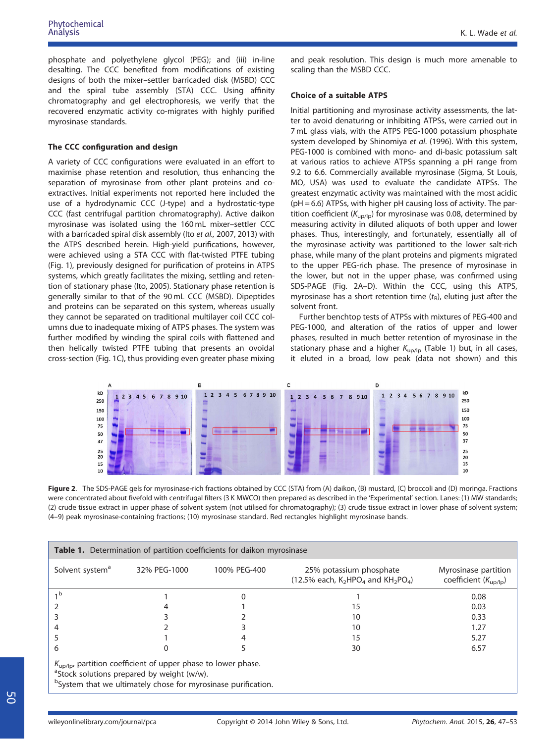phosphate and polyethylene glycol (PEG); and (iii) in-line desalting. The CCC benefited from modifications of existing designs of both the mixer–settler barricaded disk (MSBD) CCC and the spiral tube assembly (STA) CCC. Using affinity chromatography and gel electrophoresis, we verify that the recovered enzymatic activity co-migrates with highly purified myrosinase standards.

### The CCC configuration and design

A variety of CCC configurations were evaluated in an effort to maximise phase retention and resolution, thus enhancing the separation of myrosinase from other plant proteins and co-extractives. Initial experiments not reported here included the use of a hydrodynamic CCC (J-type) and a hydrostatic-type CCC (fast centrifugal partition chromatography). Active daikon myrosinase was isolated using the 160 mL mixer–settler CCC with a barricaded spiral disk assembly (Ito *et al.*, 2007, 2013) with the ATPS described herein. High-yield purifications, however, were achieved using a STA CCC with flat-twisted PTFE tubing (Fig. 1), previously designed for purification of proteins in ATPS systems, which greatly facilitates the mixing, settling and retention of stationary phase (Ito, 2005). Stationary phase retention is generally similar to that of the 90 mL CCC (MSBD). Dipeptides and proteins can be separated on this system, whereas usually they cannot be separated on traditional multilayer coil CCC columns due to inadequate mixing of ATPS phases. The system was further modified by winding the spiral coils with flattened and then helically twisted PTFE tubing that presents an ovoidal cross-section (Fig. 1C), thus providing even greater phase mixing and peak resolution. This design is much more amenable to scaling than the MSBD CCC.

### Choice of a suitable ATPS

Initial partitioning and myrosinase activity assessments, the latter to avoid denaturing or inhibiting ATPSs, were carried out in 7 mL glass vials, with the ATPS PEG-1000 potassium phosphate system developed by Shinomiya *et al.* (1996). With this system, PEG-1000 is combined with mono- and di-basic potassium salt at various ratios to achieve ATPSs spanning a pH range from 9.2 to 6.6. Commercially available myrosinase (Sigma, St Louis, MO, USA) was used to evaluate the candidate ATPSs. The greatest enzymatic activity was maintained with the most acidic (pH = 6.6) ATPSs, with higher pH causing loss of activity. The partition coefficient ($K_{up/lp}$) for myrosinase was 0.08, determined by measuring activity in diluted aliquots of both upper and lower phases. Thus, interestingly, and fortunately, essentially all of the myrosinase activity was partitioned to the lower salt-rich phase, while many of the plant proteins and pigments migrated to the upper PEG-rich phase. The presence of myrosinase in the lower, but not in the upper phase, was confirmed using SDS-PAGE (Fig. 2A–D). Within the CCC, using this ATPS, myrosinase has a short retention time ($t_R$), eluting just after the solvent front.

Further benchtop tests of ATPSs with mixtures of PEG-400 and PEG-1000, and alteration of the ratios of upper and lower phases, resulted in much better retention of myrosinase in the stationary phase and a higher $K_{up/lp}$ (Table 1) but, in all cases, it eluted in a broad, low peak (data not shown) and this

**Figure 2.** The SDS-PAGE gels for myrosinase-rich fractions obtained by CCC (STA) from (A) daikon, (B) mustard, (C) broccoli and (D) moringa. Fractions were concentrated about fivefold with centrifugal filters (3 K MWCO) then prepared as described in the 'Experimental' section. Lanes: (1) MW standards; (2) crude tissue extract in upper phase of solvent system (not utilised for chromatography); (3) crude tissue extract in lower phase of solvent system; (4–9) peak myrosinase-containing fractions; (10) myrosinase standard. Red rectangles highlight myrosinase bands.

**Table 1.** Determination of partition coefficients for daikon myrosinase

| Solvent system[a] | 32% PEG-1000 | 100% PEG-400 | 25% potassium phosphate (12.5% each, $K_2HPO_4$ and $KH_2PO_4$) | Myrosinase partition coefficient ($K_{up/lp}$) |
|---|---|---|---|---|
| 1[b] | 1 | 0 | 1 | 0.08 |
| 2 | 4 | 1 | 15 | 0.03 |
| 3 | 3 | 2 | 10 | 0.33 |
| 4 | 2 | 3 | 10 | 1.27 |
| 5 | 1 | 4 | 15 | 5.27 |
| 6 | 0 | 5 | 30 | 6.57 |

$K_{up/lp}$, partition coefficient of upper phase to lower phase.
[a]Stock solutions prepared by weight (w/w).
[b]System that we ultimately chose for myrosinase purification.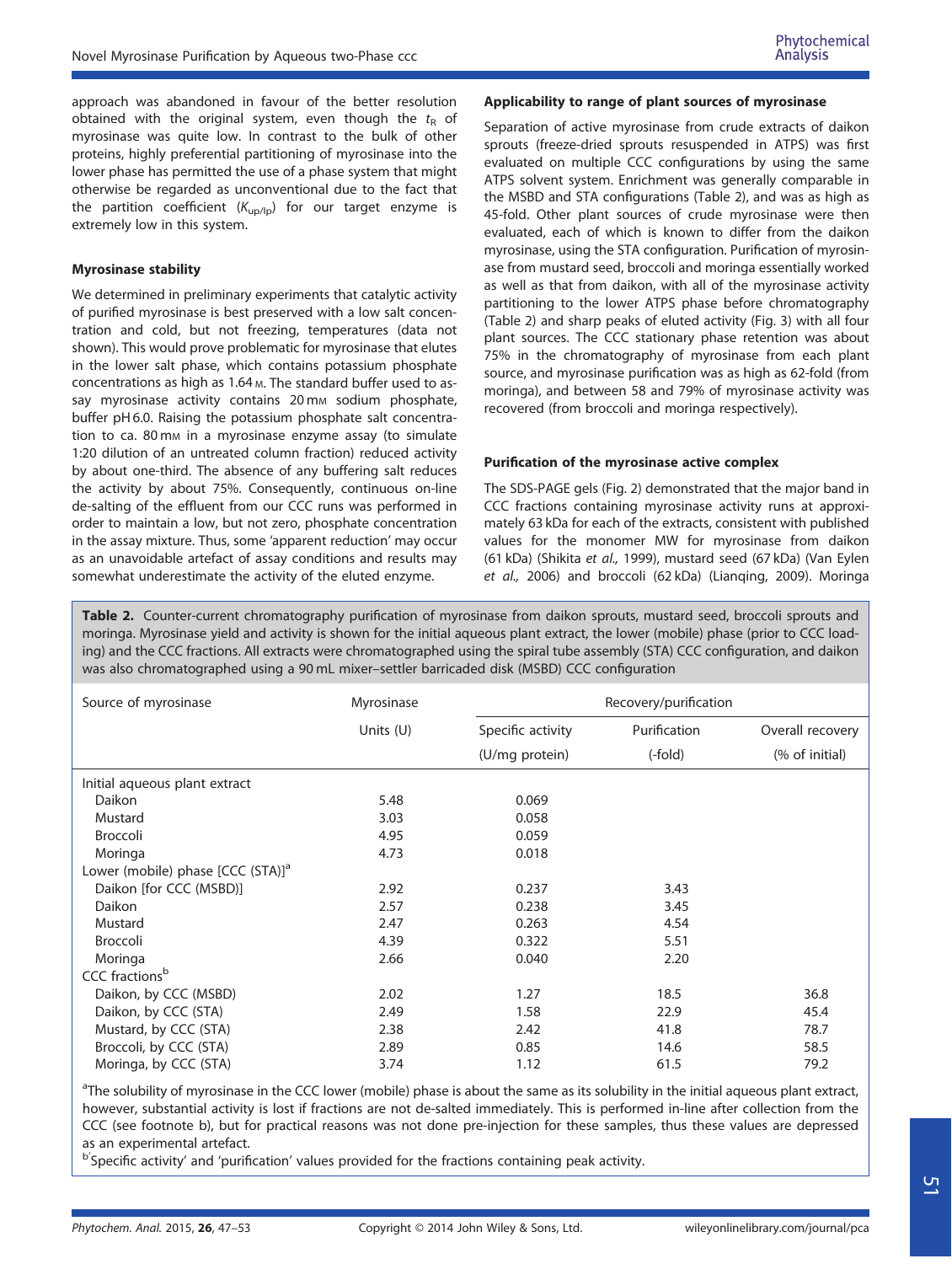approach was abandoned in favour of the better resolution obtained with the original system, even though the $t_R$ of myrosinase was quite low. In contrast to the bulk of other proteins, highly preferential partitioning of myrosinase into the lower phase has permitted the use of a phase system that might otherwise be regarded as unconventional due to the fact that the partition coefficient ($K_{up/lp}$) for our target enzyme is extremely low in this system.

### Myrosinase stability

We determined in preliminary experiments that catalytic activity of purified myrosinase is best preserved with a low salt concentration and cold, but not freezing, temperatures (data not shown). This would prove problematic for myrosinase that elutes in the lower salt phase, which contains potassium phosphate concentrations as high as 1.64 M. The standard buffer used to assay myrosinase activity contains 20 mM sodium phosphate, buffer pH 6.0. Raising the potassium phosphate salt concentration to ca. 80 mM in a myrosinase enzyme assay (to simulate 1:20 dilution of an untreated column fraction) reduced activity by about one-third. The absence of any buffering salt reduces the activity by about 75%. Consequently, continuous on-line de-salting of the effluent from our CCC runs was performed in order to maintain a low, but not zero, phosphate concentration in the assay mixture. Thus, some 'apparent reduction' may occur as an unavoidable artefact of assay conditions and results may somewhat underestimate the activity of the eluted enzyme.

### Applicability to range of plant sources of myrosinase

Separation of active myrosinase from crude extracts of daikon sprouts (freeze-dried sprouts resuspended in ATPS) was first evaluated on multiple CCC configurations by using the same ATPS solvent system. Enrichment was generally comparable in the MSBD and STA configurations (Table 2), and was as high as 45-fold. Other plant sources of crude myrosinase were then evaluated, each of which is known to differ from the daikon myrosinase, using the STA configuration. Purification of myrosinase from mustard seed, broccoli and moringa essentially worked as well as that from daikon, with all of the myrosinase activity partitioning to the lower ATPS phase before chromatography (Table 2) and sharp peaks of eluted activity (Fig. 3) with all four plant sources. The CCC stationary phase retention was about 75% in the chromatography of myrosinase from each plant source, and myrosinase purification was as high as 62-fold (from moringa), and between 58 and 79% of myrosinase activity was recovered (from broccoli and moringa respectively).

### Purification of the myrosinase active complex

The SDS-PAGE gels (Fig. 2) demonstrated that the major band in CCC fractions containing myrosinase activity runs at approximately 63 kDa for each of the extracts, consistent with published values for the monomer MW for myrosinase from daikon (61 kDa) (Shikita *et al.,* 1999), mustard seed (67 kDa) (Van Eylen *et al.,* 2006) and broccoli (62 kDa) (Lianqing, 2009). Moringa

**Table 2.** Counter-current chromatography purification of myrosinase from daikon sprouts, mustard seed, broccoli sprouts and moringa. Myrosinase yield and activity is shown for the initial aqueous plant extract, the lower (mobile) phase (prior to CCC loading) and the CCC fractions. All extracts were chromatographed using the spiral tube assembly (STA) CCC configuration, and daikon was also chromatographed using a 90 mL mixer–settler barricaded disk (MSBD) CCC configuration

| Source of myrosinase | Myrosinase | Recovery/purification | | |
|---|---|---|---|---|
| | Units (U) | Specific activity (U/mg protein) | Purification (-fold) | Overall recovery (% of initial) |
| Initial aqueous plant extract | | | | |
| Daikon | 5.48 | 0.069 | | |
| Mustard | 3.03 | 0.058 | | |
| Broccoli | 4.95 | 0.059 | | |
| Moringa | 4.73 | 0.018 | | |
| Lower (mobile) phase [CCC (STA)][a] | | | | |
| Daikon [for CCC (MSBD)] | 2.92 | 0.237 | 3.43 | |
| Daikon | 2.57 | 0.238 | 3.45 | |
| Mustard | 2.47 | 0.263 | 4.54 | |
| Broccoli | 4.39 | 0.322 | 5.51 | |
| Moringa | 2.66 | 0.040 | 2.20 | |
| CCC fractions[b] | | | | |
| Daikon, by CCC (MSBD) | 2.02 | 1.27 | 18.5 | 36.8 |
| Daikon, by CCC (STA) | 2.49 | 1.58 | 22.9 | 45.4 |
| Mustard, by CCC (STA) | 2.38 | 2.42 | 41.8 | 78.7 |
| Broccoli, by CCC (STA) | 2.89 | 0.85 | 14.6 | 58.5 |
| Moringa, by CCC (STA) | 3.74 | 1.12 | 61.5 | 79.2 |

[a]The solubility of myrosinase in the CCC lower (mobile) phase is about the same as its solubility in the initial aqueous plant extract, however, substantial activity is lost if fractions are not de-salted immediately. This is performed in-line after collection from the CCC (see footnote b), but for practical reasons was not done pre-injection for these samples, thus these values are depressed as an experimental artefact.

[b]'Specific activity' and 'purification' values provided for the fractions containing peak activity.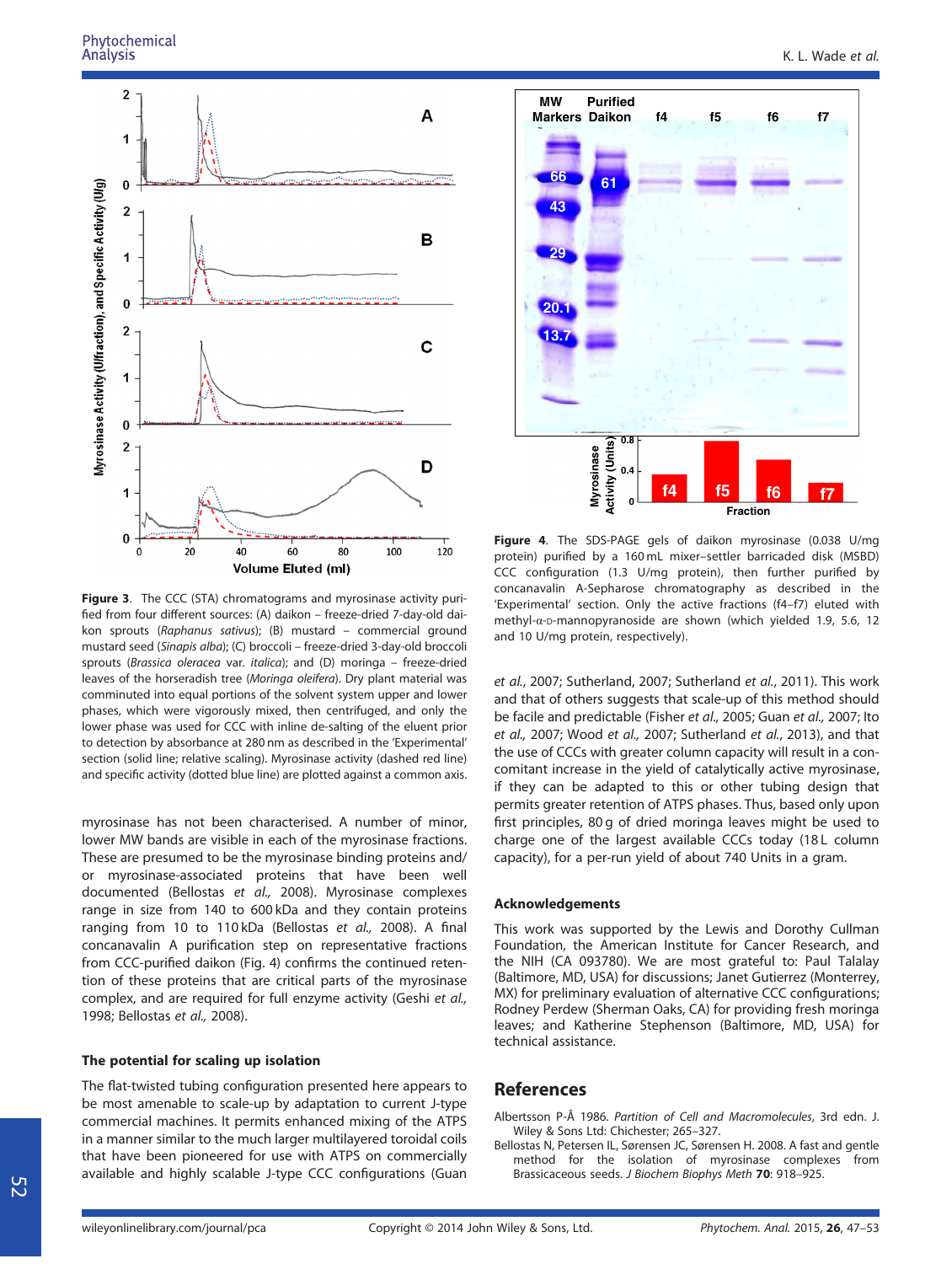**Figure 3**. The CCC (STA) chromatograms and myrosinase activity purified from four different sources: (A) daikon – freeze-dried 7-day-old daikon sprouts (*Raphanus sativus*); (B) mustard – commercial ground mustard seed (*Sinapis alba*); (C) broccoli – freeze-dried 3-day-old broccoli sprouts (*Brassica oleracea* var. *italica*); and (D) moringa – freeze-dried leaves of the horseradish tree (*Moringa oleifera*). Dry plant material was comminuted into equal portions of the solvent system upper and lower phases, which were vigorously mixed, then centrifuged, and only the lower phase was used for CCC with inline de-salting of the eluent prior to detection by absorbance at 280 nm as described in the 'Experimental' section (solid line; relative scaling). Myrosinase activity (dashed red line) and specific activity (dotted blue line) are plotted against a common axis.

**Figure 4**. The SDS-PAGE gels of daikon myrosinase (0.038 U/mg protein) purified by a 160 mL mixer–settler barricaded disk (MSBD) CCC configuration (1.3 U/mg protein), then further purified by concanavalin A-Sepharose chromatography as described in the 'Experimental' section. Only the active fractions (f4–f7) eluted with methyl-α-D-mannopyranoside are shown (which yielded 1.9, 5.6, 12 and 10 U/mg protein, respectively).

myrosinase has not been characterised. A number of minor, lower MW bands are visible in each of the myrosinase fractions. These are presumed to be the myrosinase binding proteins and/or myrosinase-associated proteins that have been well documented (Bellostas *et al.,* 2008). Myrosinase complexes range in size from 140 to 600 kDa and they contain proteins ranging from 10 to 110 kDa (Bellostas *et al.,* 2008). A final concanavalin A purification step on representative fractions from CCC-purified daikon (Fig. 4) confirms the continued retention of these proteins that are critical parts of the myrosinase complex, and are required for full enzyme activity (Geshi *et al.,* 1998; Bellostas *et al.,* 2008).

### The potential for scaling up isolation

The flat-twisted tubing configuration presented here appears to be most amenable to scale-up by adaptation to current J-type commercial machines. It permits enhanced mixing of the ATPS in a manner similar to the much larger multilayered toroidal coils that have been pioneered for use with ATPS on commercially available and highly scalable J-type CCC configurations (Guan *et al.*, 2007; Sutherland, 2007; Sutherland *et al.*, 2011). This work and that of others suggests that scale-up of this method should be facile and predictable (Fisher *et al.,* 2005; Guan *et al.,* 2007; Ito *et al.,* 2007; Wood *et al.,* 2007; Sutherland *et al.*, 2013), and that the use of CCCs with greater column capacity will result in a concomitant increase in the yield of catalytically active myrosinase, if they can be adapted to this or other tubing design that permits greater retention of ATPS phases. Thus, based only upon first principles, 80 g of dried moringa leaves might be used to charge one of the largest available CCCs today (18 L column capacity), for a per-run yield of about 740 Units in a gram.

### Acknowledgements

This work was supported by the Lewis and Dorothy Cullman Foundation, the American Institute for Cancer Research, and the NIH (CA 093780). We are most grateful to: Paul Talalay (Baltimore, MD, USA) for discussions; Janet Gutierrez (Monterrey, MX) for preliminary evaluation of alternative CCC configurations; Rodney Perdew (Sherman Oaks, CA) for providing fresh moringa leaves; and Katherine Stephenson (Baltimore, MD, USA) for technical assistance.

## References

Albertsson P-Å 1986. *Partition of Cell and Macromolecules*, 3rd edn. J. Wiley & Sons Ltd: Chichester; 265–327.

Bellostas N, Petersen IL, Sørensen JC, Sørensen H. 2008. A fast and gentle method for the isolation of myrosinase complexes from Brassicaceous seeds. *J Biochem Biophys Meth* **70**: 918–925.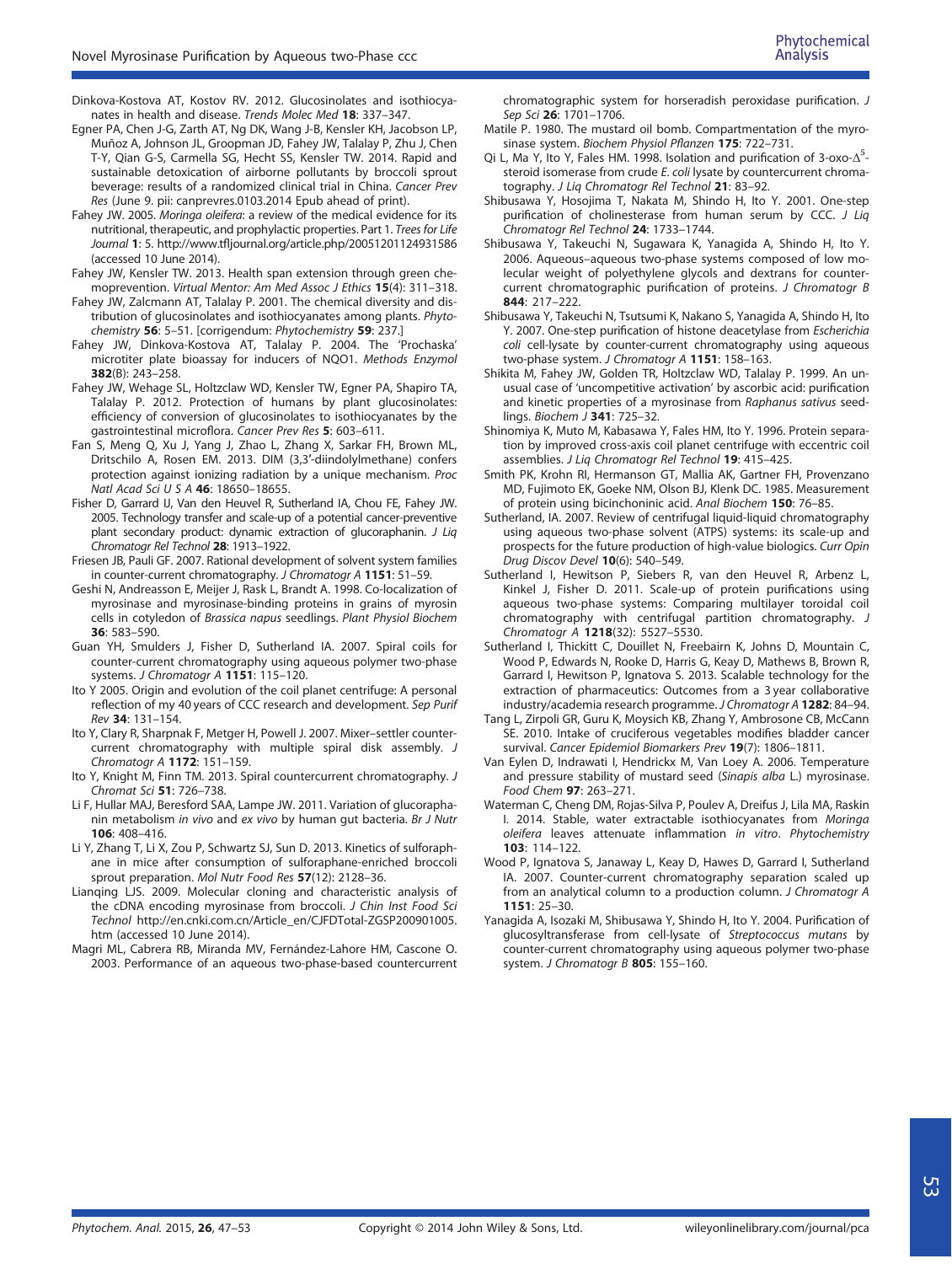Dinkova-Kostova AT, Kostov RV. 2012. Glucosinolates and isothiocyanates in health and disease. *Trends Molec Med* **18**: 337–347.

Egner PA, Chen J-G, Zarth AT, Ng DK, Wang J-B, Kensler KH, Jacobson LP, Muñoz A, Johnson JL, Groopman JD, Fahey JW, Talalay P, Zhu J, Chen T-Y, Qian G-S, Carmella SG, Hecht SS, Kensler TW. 2014. Rapid and sustainable detoxication of airborne pollutants by broccoli sprout beverage: results of a randomized clinical trial in China. *Cancer Prev Res* (June 9. pii: canprevres.0103.2014 Epub ahead of print).

Fahey JW. 2005. *Moringa oleifera*: a review of the medical evidence for its nutritional, therapeutic, and prophylactic properties. Part 1. *Trees for Life Journal* **1**: 5. http://www.tfljournal.org/article.php/20051201124931586 (accessed 10 June 2014).

Fahey JW, Kensler TW. 2013. Health span extension through green chemoprevention. *Virtual Mentor: Am Med Assoc J Ethics* **15**(4): 311–318.

Fahey JW, Zalcmann AT, Talalay P. 2001. The chemical diversity and distribution of glucosinolates and isothiocyanates among plants. *Phytochemistry* **56**: 5–51. [corrigendum: *Phytochemistry* **59**: 237.]

Fahey JW, Dinkova-Kostova AT, Talalay P. 2004. The 'Prochaska' microtiter plate bioassay for inducers of NQO1. *Methods Enzymol* **382**(B): 243–258.

Fahey JW, Wehage SL, Holtzclaw WD, Kensler TW, Egner PA, Shapiro TA, Talalay P. 2012. Protection of humans by plant glucosinolates: efficiency of conversion of glucosinolates to isothiocyanates by the gastrointestinal microflora. *Cancer Prev Res* **5**: 603–611.

Fan S, Meng Q, Xu J, Yang J, Zhao L, Zhang X, Sarkar FH, Brown ML, Dritschilo A, Rosen EM. 2013. DIM (3,3′-diindolylmethane) confers protection against ionizing radiation by a unique mechanism. *Proc Natl Acad Sci U S A* **46**: 18650–18655.

Fisher D, Garrard IJ, Van den Heuvel R, Sutherland IA, Chou FE, Fahey JW. 2005. Technology transfer and scale-up of a potential cancer-preventive plant secondary product: dynamic extraction of glucoraphanin. *J Liq Chromatogr Rel Technol* **28**: 1913–1922.

Friesen JB, Pauli GF. 2007. Rational development of solvent system families in counter-current chromatography. *J Chromatogr A* **1151**: 51–59.

Geshi N, Andreasson E, Meijer J, Rask L, Brandt A. 1998. Co-localization of myrosinase and myrosinase-binding proteins in grains of myrosin cells in cotyledon of *Brassica napus* seedlings. *Plant Physiol Biochem* **36**: 583–590.

Guan YH, Smulders J, Fisher D, Sutherland IA. 2007. Spiral coils for counter-current chromatography using aqueous polymer two-phase systems. *J Chromatogr A* **1151**: 115–120.

Ito Y 2005. Origin and evolution of the coil planet centrifuge: A personal reflection of my 40 years of CCC research and development. *Sep Purif Rev* **34**: 131–154.

Ito Y, Clary R, Sharpnak F, Metger H, Powell J. 2007. Mixer–settler counter-current chromatography with multiple spiral disk assembly. *J Chromatogr A* **1172**: 151–159.

Ito Y, Knight M, Finn TM. 2013. Spiral countercurrent chromatography. *J Chromat Sci* **51**: 726–738.

Li F, Hullar MAJ, Beresford SAA, Lampe JW. 2011. Variation of glucoraphanin metabolism *in vivo* and *ex vivo* by human gut bacteria. *Br J Nutr* **106**: 408–416.

Li Y, Zhang T, Li X, Zou P, Schwartz SJ, Sun D. 2013. Kinetics of sulforaphane in mice after consumption of sulforaphane-enriched broccoli sprout preparation. *Mol Nutr Food Res* **57**(12): 2128–36.

Lianqing LJS. 2009. Molecular cloning and characteristic analysis of the cDNA encoding myrosinase from broccoli. *J Chin Inst Food Sci Technol* http://en.cnki.com.cn/Article_en/CJFDTotal-ZGSP200901005.htm (accessed 10 June 2014).

Magri ML, Cabrera RB, Miranda MV, Fernández-Lahore HM, Cascone O. 2003. Performance of an aqueous two-phase-based countercurrent chromatographic system for horseradish peroxidase purification. *J Sep Sci* **26**: 1701–1706.

Matile P. 1980. The mustard oil bomb. Compartmentation of the myrosinase system. *Biochem Physiol Pflanzen* **175**: 722–731.

Qi L, Ma Y, Ito Y, Fales HM. 1998. Isolation and purification of 3-oxo-$\Delta^5$-steroid isomerase from crude *E. coli* lysate by countercurrent chromatography. *J Liq Chromatogr Rel Technol* **21**: 83–92.

Shibusawa Y, Hosojima T, Nakata M, Shindo H, Ito Y. 2001. One-step purification of cholinesterase from human serum by CCC. *J Liq Chromatogr Rel Technol* **24**: 1733–1744.

Shibusawa Y, Takeuchi N, Sugawara K, Yanagida A, Shindo H, Ito Y. 2006. Aqueous–aqueous two-phase systems composed of low molecular weight of polyethylene glycols and dextrans for counter-current chromatographic purification of proteins. *J Chromatogr B* **844**: 217–222.

Shibusawa Y, Takeuchi N, Tsutsumi K, Nakano S, Yanagida A, Shindo H, Ito Y. 2007. One-step purification of histone deacetylase from *Escherichia coli* cell-lysate by counter-current chromatography using aqueous two-phase system. *J Chromatogr A* **1151**: 158–163.

Shikita M, Fahey JW, Golden TR, Holtzclaw WD, Talalay P. 1999. An unusual case of 'uncompetitive activation' by ascorbic acid: purification and kinetic properties of a myrosinase from *Raphanus sativus* seedlings. *Biochem J* **341**: 725–32.

Shinomiya K, Muto M, Kabasawa Y, Fales HM, Ito Y. 1996. Protein separation by improved cross-axis coil planet centrifuge with eccentric coil assemblies. *J Liq Chromatogr Rel Technol* **19**: 415–425.

Smith PK, Krohn RI, Hermanson GT, Mallia AK, Gartner FH, Provenzano MD, Fujimoto EK, Goeke NM, Olson BJ, Klenk DC. 1985. Measurement of protein using bicinchoninic acid. *Anal Biochem* **150**: 76–85.

Sutherland, IA. 2007. Review of centrifugal liquid-liquid chromatography using aqueous two-phase solvent (ATPS) systems: its scale-up and prospects for the future production of high-value biologics. *Curr Opin Drug Discov Devel* **10**(6): 540–549.

Sutherland I, Hewitson P, Siebers R, van den Heuvel R, Arbenz L, Kinkel J, Fisher D. 2011. Scale-up of protein purifications using aqueous two-phase systems: Comparing multilayer toroidal coil chromatography with centrifugal partition chromatography. *J Chromatogr A* **1218**(32): 5527–5530.

Sutherland I, Thickitt C, Douillet N, Freebairn K, Johns D, Mountain C, Wood P, Edwards N, Rooke D, Harris G, Keay D, Mathews B, Brown R, Garrard I, Hewitson P, Ignatova S. 2013. Scalable technology for the extraction of pharmaceutics: Outcomes from a 3 year collaborative industry/academia research programme. *J Chromatogr A* **1282**: 84–94.

Tang L, Zirpoli GR, Guru K, Moysich KB, Zhang Y, Ambrosone CB, McCann SE. 2010. Intake of cruciferous vegetables modifies bladder cancer survival. *Cancer Epidemiol Biomarkers Prev* **19**(7): 1806–1811.

Van Eylen D, Indrawati I, Hendrickx M, Van Loey A. 2006. Temperature and pressure stability of mustard seed (*Sinapis alba* L.) myrosinase. *Food Chem* **97**: 263–271.

Waterman C, Cheng DM, Rojas-Silva P, Poulev A, Dreifus J, Lila MA, Raskin I. 2014. Stable, water extractable isothiocyanates from *Moringa oleifera* leaves attenuate inflammation *in vitro*. *Phytochemistry* **103**: 114–122.

Wood P, Ignatova S, Janaway L, Keay D, Hawes D, Garrard I, Sutherland IA. 2007. Counter-current chromatography separation scaled up from an analytical column to a production column. *J Chromatogr A* **1151**: 25–30.

Yanagida A, Isozaki M, Shibusawa Y, Shindo H, Ito Y. 2004. Purification of glucosyltransferase from cell-lysate of *Streptococcus mutans* by counter-current chromatography using aqueous polymer two-phase system. *J Chromatogr B* **805**: 155–160.